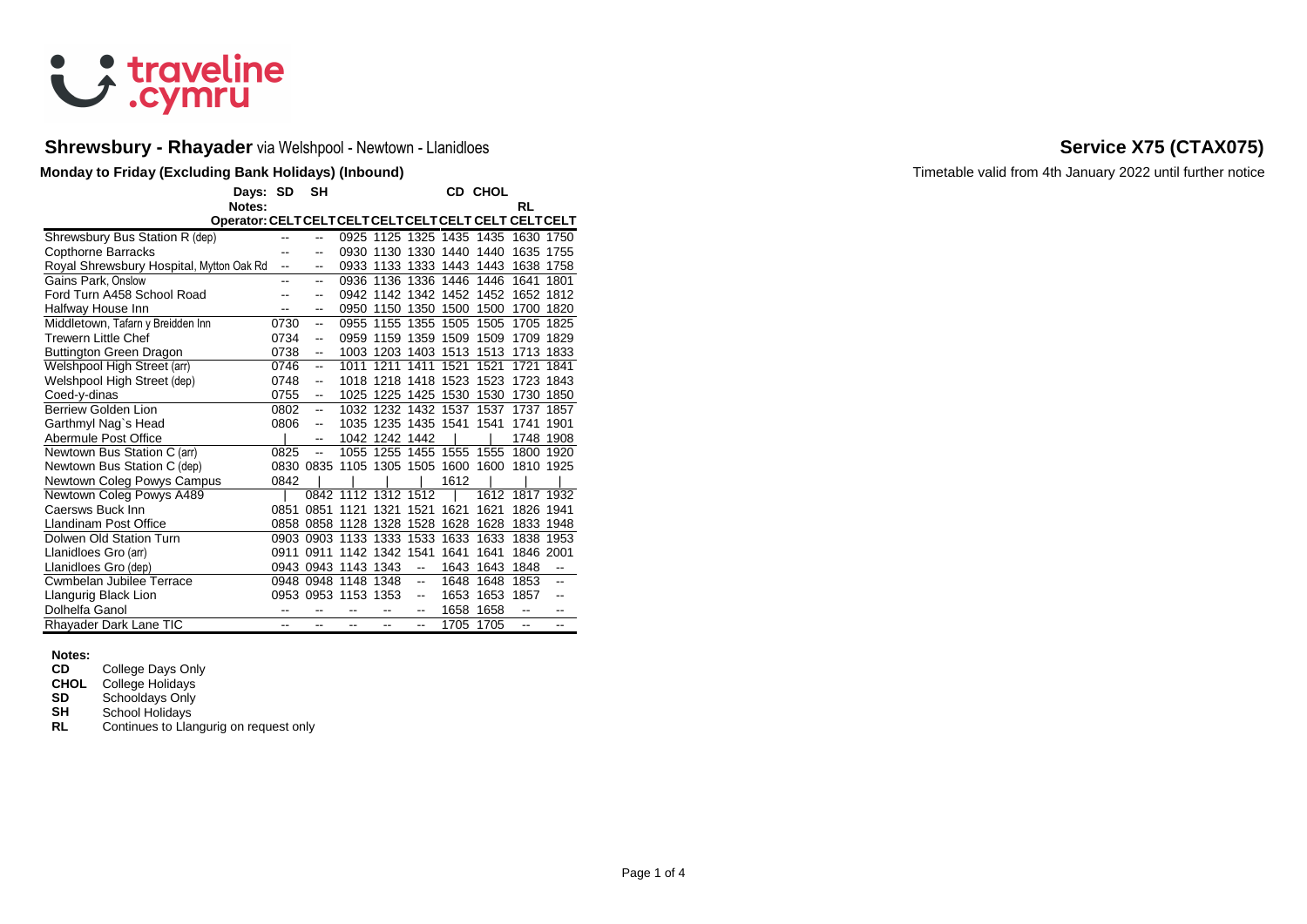traveline.cymru

# Shrewsbury - Rhayader via Welshpool - Newtown - Llanidloes

## Service X75 (CTAX075)

**Monday to Friday (Excluding Bank Holidays) (Inbound)**

Timetable valid from 4th January 2022 until further notice

| Days: | SD | SH | | | | CD | CHOL | | |
|---|---|---|---|---|---|---|---|---|---|
| Notes: | | | | | | | | RL | |
| Operator: | CELT | CELT | CELT | CELT | CELT | CELT | CELT | CELT | CELT |
| Shrewsbury Bus Station R (dep) | -- | -- | 0925 | 1125 | 1325 | 1435 | 1435 | 1630 | 1750 |
| Copthorne Barracks | -- | -- | 0930 | 1130 | 1330 | 1440 | 1440 | 1635 | 1755 |
| Royal Shrewsbury Hospital, Mytton Oak Rd | -- | -- | 0933 | 1133 | 1333 | 1443 | 1443 | 1638 | 1758 |
| Gains Park, Onslow | -- | -- | 0936 | 1136 | 1336 | 1446 | 1446 | 1641 | 1801 |
| Ford Turn A458 School Road | -- | -- | 0942 | 1142 | 1342 | 1452 | 1452 | 1652 | 1812 |
| Halfway House Inn | -- | -- | 0950 | 1150 | 1350 | 1500 | 1500 | 1700 | 1820 |
| Middletown, Tafarn y Breidden Inn | 0730 | -- | 0955 | 1155 | 1355 | 1505 | 1505 | 1705 | 1825 |
| Trewern Little Chef | 0734 | -- | 0959 | 1159 | 1359 | 1509 | 1509 | 1709 | 1829 |
| Buttington Green Dragon | 0738 | -- | 1003 | 1203 | 1403 | 1513 | 1513 | 1713 | 1833 |
| Welshpool High Street (arr) | 0746 | -- | 1011 | 1211 | 1411 | 1521 | 1521 | 1721 | 1841 |
| Welshpool High Street (dep) | 0748 | -- | 1018 | 1218 | 1418 | 1523 | 1523 | 1723 | 1843 |
| Coed-y-dinas | 0755 | -- | 1025 | 1225 | 1425 | 1530 | 1530 | 1730 | 1850 |
| Berriew Golden Lion | 0802 | -- | 1032 | 1232 | 1432 | 1537 | 1537 | 1737 | 1857 |
| Garthmyl Nag`s Head | 0806 | -- | 1035 | 1235 | 1435 | 1541 | 1541 | 1741 | 1901 |
| Abermule Post Office | \| | -- | 1042 | 1242 | 1442 | \| | \| | 1748 | 1908 |
| Newtown Bus Station C (arr) | 0825 | -- | 1055 | 1255 | 1455 | 1555 | 1555 | 1800 | 1920 |
| Newtown Bus Station C (dep) | 0830 | 0835 | 1105 | 1305 | 1505 | 1600 | 1600 | 1810 | 1925 |
| Newtown Coleg Powys Campus | 0842 | \| | \| | \| | \| | 1612 | \| | \| | \| |
| Newtown Coleg Powys A489 | \| | 0842 | 1112 | 1312 | 1512 | \| | 1612 | 1817 | 1932 |
| Caersws Buck Inn | 0851 | 0851 | 1121 | 1321 | 1521 | 1621 | 1621 | 1826 | 1941 |
| Llandinam Post Office | 0858 | 0858 | 1128 | 1328 | 1528 | 1628 | 1628 | 1833 | 1948 |
| Dolwen Old Station Turn | 0903 | 0903 | 1133 | 1333 | 1533 | 1633 | 1633 | 1838 | 1953 |
| Llanidloes Gro (arr) | 0911 | 0911 | 1142 | 1342 | 1541 | 1641 | 1641 | 1846 | 2001 |
| Llanidloes Gro (dep) | 0943 | 0943 | 1143 | 1343 | -- | 1643 | 1643 | 1848 | -- |
| Cwmbelan Jubilee Terrace | 0948 | 0948 | 1148 | 1348 | -- | 1648 | 1648 | 1853 | -- |
| Llangurig Black Lion | 0953 | 0953 | 1153 | 1353 | -- | 1653 | 1653 | 1857 | -- |
| Dolhelfa Ganol | -- | -- | -- | -- | -- | 1658 | 1658 | -- | -- |
| Rhayader Dark Lane TIC | -- | -- | -- | -- | -- | 1705 | 1705 | -- | -- |

**Notes:**

- **CD** College Days Only
- **CHOL** College Holidays
- **SD** Schooldays Only
- **SH** School Holidays
- **RL** Continues to Llangurig on request only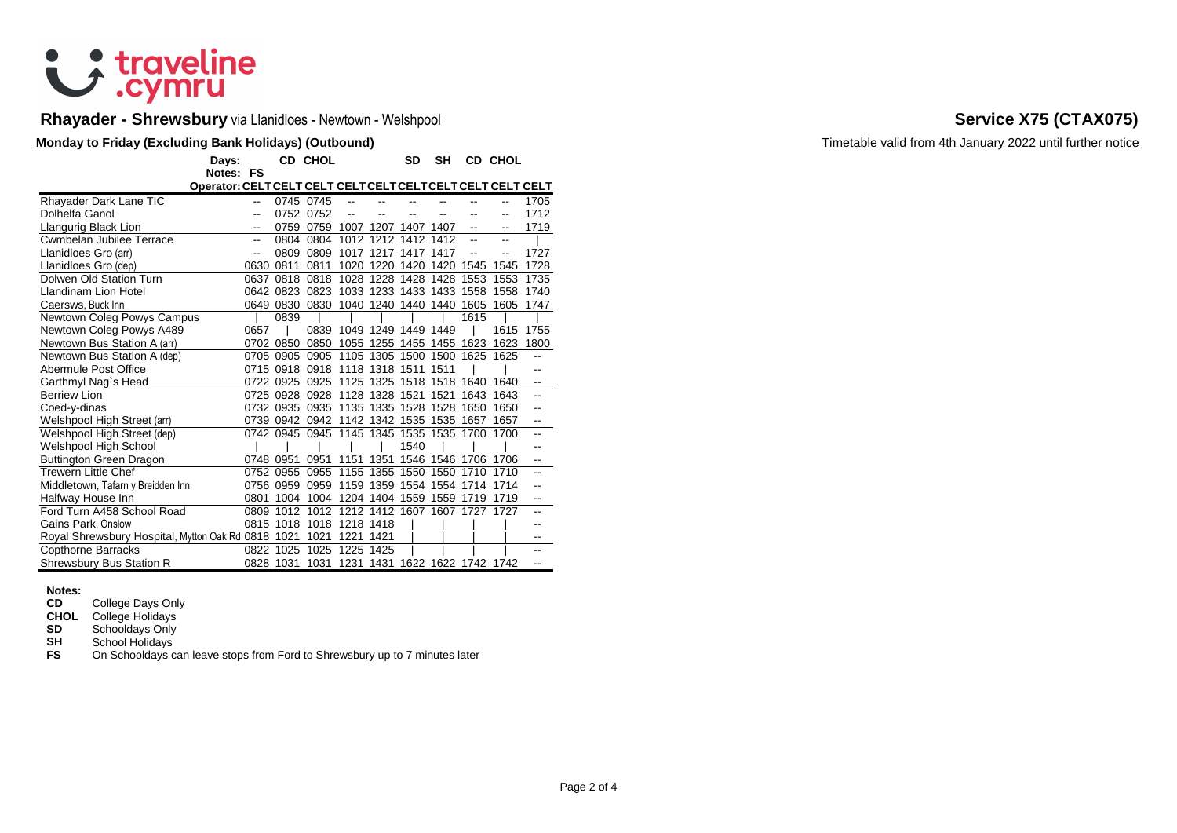# Rhayader - Shrewsbury via Llanidloes - Newtown - Welshpool

## Service X75 (CTAX075)

**Monday to Friday (Excluding Bank Holidays) (Outbound)**

Timetable valid from 4th January 2022 until further notice

| Days: | | CD | CHOL | | | SD | SH | CD | CHOL | |
|---|---|---|---|---|---|---|---|---|---|---|
| Notes: | FS | | | | | | | | | |
| Operator: | CELT | CELT | CELT | CELT | CELT | CELT | CELT | CELT | CELT | CELT |
| Rhayader Dark Lane TIC | -- | 0745 | 0745 | -- | -- | -- | -- | -- | -- | 1705 |
| Dolhelfa Ganol | -- | 0752 | 0752 | -- | -- | -- | -- | -- | -- | 1712 |
| Llangurig Black Lion | -- | 0759 | 0759 | 1007 | 1207 | 1407 | 1407 | -- | -- | 1719 |
| Cwmbelan Jubilee Terrace | -- | 0804 | 0804 | 1012 | 1212 | 1412 | 1412 | -- | -- | \| |
| Llanidloes Gro (arr) | -- | 0809 | 0809 | 1017 | 1217 | 1417 | 1417 | -- | -- | 1727 |
| Llanidloes Gro (dep) | 0630 | 0811 | 0811 | 1020 | 1220 | 1420 | 1420 | 1545 | 1545 | 1728 |
| Dolwen Old Station Turn | 0637 | 0818 | 0818 | 1028 | 1228 | 1428 | 1428 | 1553 | 1553 | 1735 |
| Llandinam Lion Hotel | 0642 | 0823 | 0823 | 1033 | 1233 | 1433 | 1433 | 1558 | 1558 | 1740 |
| Caersws, Buck Inn | 0649 | 0830 | 0830 | 1040 | 1240 | 1440 | 1440 | 1605 | 1605 | 1747 |
| Newtown Coleg Powys Campus | \| | 0839 | \| | \| | \| | \| | \| | 1615 | \| | \| |
| Newtown Coleg Powys A489 | 0657 | \| | 0839 | 1049 | 1249 | 1449 | 1449 | \| | 1615 | 1755 |
| Newtown Bus Station A (arr) | 0702 | 0850 | 0850 | 1055 | 1255 | 1455 | 1455 | 1623 | 1623 | 1800 |
| Newtown Bus Station A (dep) | 0705 | 0905 | 0905 | 1105 | 1305 | 1500 | 1500 | 1625 | 1625 | -- |
| Abermule Post Office | 0715 | 0918 | 0918 | 1118 | 1318 | 1511 | 1511 | \| | \| | -- |
| Garthmyl Nag`s Head | 0722 | 0925 | 0925 | 1125 | 1325 | 1518 | 1518 | 1640 | 1640 | -- |
| Berriew Lion | 0725 | 0928 | 0928 | 1128 | 1328 | 1521 | 1521 | 1643 | 1643 | -- |
| Coed-y-dinas | 0732 | 0935 | 0935 | 1135 | 1335 | 1528 | 1528 | 1650 | 1650 | -- |
| Welshpool High Street (arr) | 0739 | 0942 | 0942 | 1142 | 1342 | 1535 | 1535 | 1657 | 1657 | -- |
| Welshpool High Street (dep) | 0742 | 0945 | 0945 | 1145 | 1345 | 1535 | 1535 | 1700 | 1700 | -- |
| Welshpool High School | \| | \| | \| | \| | \| | 1540 | \| | \| | \| | -- |
| Buttington Green Dragon | 0748 | 0951 | 0951 | 1151 | 1351 | 1546 | 1546 | 1706 | 1706 | -- |
| Trewern Little Chef | 0752 | 0955 | 0955 | 1155 | 1355 | 1550 | 1550 | 1710 | 1710 | -- |
| Middletown, Tafarn y Breidden Inn | 0756 | 0959 | 0959 | 1159 | 1359 | 1554 | 1554 | 1714 | 1714 | -- |
| Halfway House Inn | 0801 | 1004 | 1004 | 1204 | 1404 | 1559 | 1559 | 1719 | 1719 | -- |
| Ford Turn A458 School Road | 0809 | 1012 | 1012 | 1212 | 1412 | 1607 | 1607 | 1727 | 1727 | -- |
| Gains Park, Onslow | 0815 | 1018 | 1018 | 1218 | 1418 | \| | \| | \| | \| | -- |
| Royal Shrewsbury Hospital, Mytton Oak Rd | 0818 | 1021 | 1021 | 1221 | 1421 | \| | \| | \| | \| | -- |
| Copthorne Barracks | 0822 | 1025 | 1025 | 1225 | 1425 | \| | \| | \| | \| | -- |
| Shrewsbury Bus Station R | 0828 | 1031 | 1031 | 1231 | 1431 | 1622 | 1622 | 1742 | 1742 | -- |

**Notes:**

- **CD** College Days Only
- **CHOL** College Holidays
- **SD** Schooldays Only
- **SH** School Holidays
- **FS** On Schooldays can leave stops from Ford to Shrewsbury up to 7 minutes later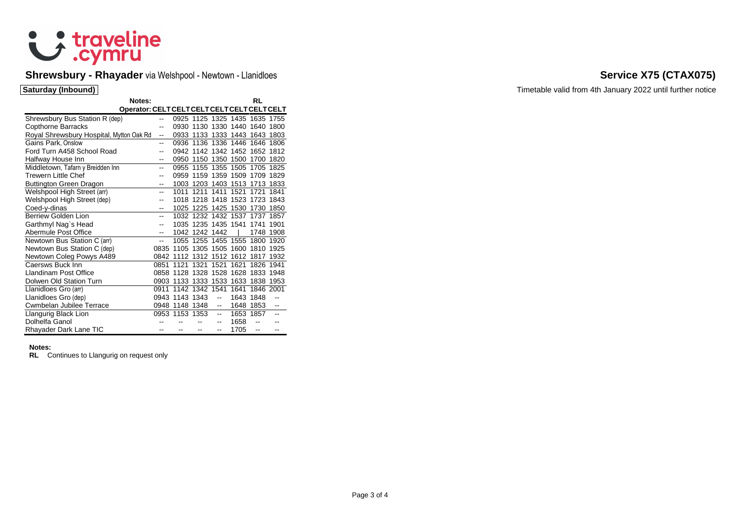traveline .cymru

## Shrewsbury - Rhayader via Welshpool - Newtown - Llanidloes

## Service X75 (CTAX075)

**Saturday (Inbound)**

Timetable valid from 4th January 2022 until further notice

| Notes: | | | | | | RL | |
|---|---|---|---|---|---|---|---|
| **Operator:** | CELT | CELT | CELT | CELT | CELT | CELT | CELT |
| Shrewsbury Bus Station R (dep) | -- | 0925 | 1125 | 1325 | 1435 | 1635 | 1755 |
| Copthorne Barracks | -- | 0930 | 1130 | 1330 | 1440 | 1640 | 1800 |
| Royal Shrewsbury Hospital, Mytton Oak Rd | -- | 0933 | 1133 | 1333 | 1443 | 1643 | 1803 |
| Gains Park, Onslow | -- | 0936 | 1136 | 1336 | 1446 | 1646 | 1806 |
| Ford Turn A458 School Road | -- | 0942 | 1142 | 1342 | 1452 | 1652 | 1812 |
| Halfway House Inn | -- | 0950 | 1150 | 1350 | 1500 | 1700 | 1820 |
| Middletown, Tafarn y Breidden Inn | -- | 0955 | 1155 | 1355 | 1505 | 1705 | 1825 |
| Trewern Little Chef | -- | 0959 | 1159 | 1359 | 1509 | 1709 | 1829 |
| Buttington Green Dragon | -- | 1003 | 1203 | 1403 | 1513 | 1713 | 1833 |
| Welshpool High Street (arr) | -- | 1011 | 1211 | 1411 | 1521 | 1721 | 1841 |
| Welshpool High Street (dep) | -- | 1018 | 1218 | 1418 | 1523 | 1723 | 1843 |
| Coed-y-dinas | -- | 1025 | 1225 | 1425 | 1530 | 1730 | 1850 |
| Berriew Golden Lion | -- | 1032 | 1232 | 1432 | 1537 | 1737 | 1857 |
| Garthmyl Nag`s Head | -- | 1035 | 1235 | 1435 | 1541 | 1741 | 1901 |
| Abermule Post Office | -- | 1042 | 1242 | 1442 | \| | 1748 | 1908 |
| Newtown Bus Station C (arr) | -- | 1055 | 1255 | 1455 | 1555 | 1800 | 1920 |
| Newtown Bus Station C (dep) | 0835 | 1105 | 1305 | 1505 | 1600 | 1810 | 1925 |
| Newtown Coleg Powys A489 | 0842 | 1112 | 1312 | 1512 | 1612 | 1817 | 1932 |
| Caersws Buck Inn | 0851 | 1121 | 1321 | 1521 | 1621 | 1826 | 1941 |
| Llandinam Post Office | 0858 | 1128 | 1328 | 1528 | 1628 | 1833 | 1948 |
| Dolwen Old Station Turn | 0903 | 1133 | 1333 | 1533 | 1633 | 1838 | 1953 |
| Llanidloes Gro (arr) | 0911 | 1142 | 1342 | 1541 | 1641 | 1846 | 2001 |
| Llanidloes Gro (dep) | 0943 | 1143 | 1343 | -- | 1643 | 1848 | -- |
| Cwmbelan Jubilee Terrace | 0948 | 1148 | 1348 | -- | 1648 | 1853 | -- |
| Llangurig Black Lion | 0953 | 1153 | 1353 | -- | 1653 | 1857 | -- |
| Dolhelfa Ganol | -- | -- | -- | -- | 1658 | -- | -- |
| Rhayader Dark Lane TIC | -- | -- | -- | -- | 1705 | -- | -- |

**Notes:**

**RL** Continues to Llangurig on request only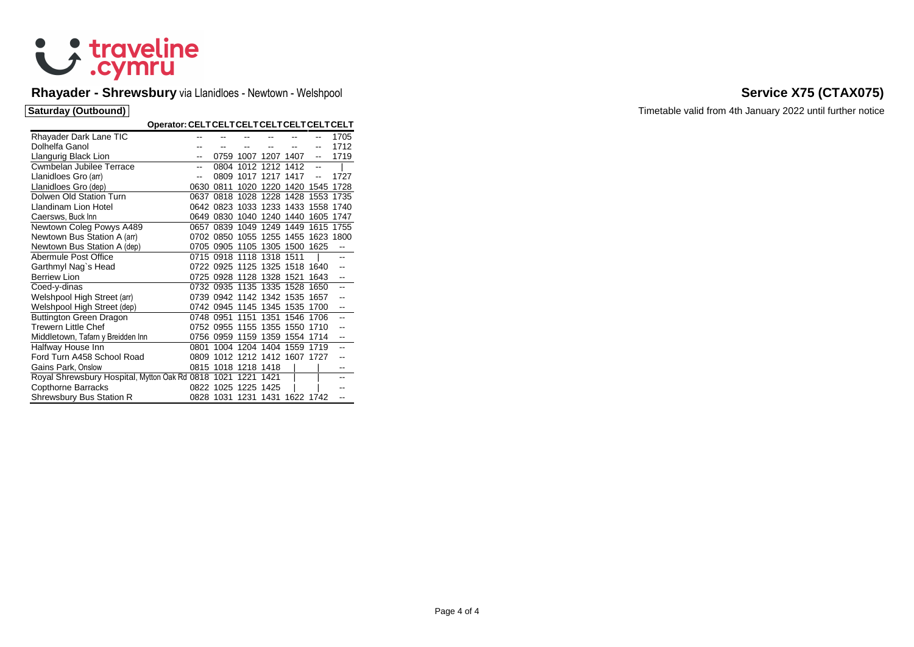traveline.cymru

# Rhayader - Shrewsbury via Llanidloes - Newtown - Welshpool

## Service X75 (CTAX075)

**Saturday (Outbound)**

Timetable valid from 4th January 2022 until further notice

| Operator: | CELT | CELT | CELT | CELT | CELT | CELT | CELT |
|---|---|---|---|---|---|---|---|
| Rhayader Dark Lane TIC | -- | -- | -- | -- | -- | -- | 1705 |
| Dolhelfa Ganol | -- | -- | -- | -- | -- | -- | 1712 |
| Llangurig Black Lion | -- | 0759 | 1007 | 1207 | 1407 | -- | 1719 |
| Cwmbelan Jubilee Terrace | -- | 0804 | 1012 | 1212 | 1412 | -- | \| |
| Llanidloes Gro (arr) | -- | 0809 | 1017 | 1217 | 1417 | -- | 1727 |
| Llanidloes Gro (dep) | 0630 | 0811 | 1020 | 1220 | 1420 | 1545 | 1728 |
| Dolwen Old Station Turn | 0637 | 0818 | 1028 | 1228 | 1428 | 1553 | 1735 |
| Llandinam Lion Hotel | 0642 | 0823 | 1033 | 1233 | 1433 | 1558 | 1740 |
| Caersws, Buck Inn | 0649 | 0830 | 1040 | 1240 | 1440 | 1605 | 1747 |
| Newtown Coleg Powys A489 | 0657 | 0839 | 1049 | 1249 | 1449 | 1615 | 1755 |
| Newtown Bus Station A (arr) | 0702 | 0850 | 1055 | 1255 | 1455 | 1623 | 1800 |
| Newtown Bus Station A (dep) | 0705 | 0905 | 1105 | 1305 | 1500 | 1625 | -- |
| Abermule Post Office | 0715 | 0918 | 1118 | 1318 | 1511 | \| | -- |
| Garthmyl Nag`s Head | 0722 | 0925 | 1125 | 1325 | 1518 | 1640 | -- |
| Berriew Lion | 0725 | 0928 | 1128 | 1328 | 1521 | 1643 | -- |
| Coed-y-dinas | 0732 | 0935 | 1135 | 1335 | 1528 | 1650 | -- |
| Welshpool High Street (arr) | 0739 | 0942 | 1142 | 1342 | 1535 | 1657 | -- |
| Welshpool High Street (dep) | 0742 | 0945 | 1145 | 1345 | 1535 | 1700 | -- |
| Buttington Green Dragon | 0748 | 0951 | 1151 | 1351 | 1546 | 1706 | -- |
| Trewern Little Chef | 0752 | 0955 | 1155 | 1355 | 1550 | 1710 | -- |
| Middletown, Tafarn y Breidden Inn | 0756 | 0959 | 1159 | 1359 | 1554 | 1714 | -- |
| Halfway House Inn | 0801 | 1004 | 1204 | 1404 | 1559 | 1719 | -- |
| Ford Turn A458 School Road | 0809 | 1012 | 1212 | 1412 | 1607 | 1727 | -- |
| Gains Park, Onslow | 0815 | 1018 | 1218 | 1418 | \| | \| | -- |
| Royal Shrewsbury Hospital, Mytton Oak Rd | 0818 | 1021 | 1221 | 1421 | \| | \| | -- |
| Copthorne Barracks | 0822 | 1025 | 1225 | 1425 | \| | \| | -- |
| Shrewsbury Bus Station R | 0828 | 1031 | 1231 | 1431 | 1622 | 1742 | -- |